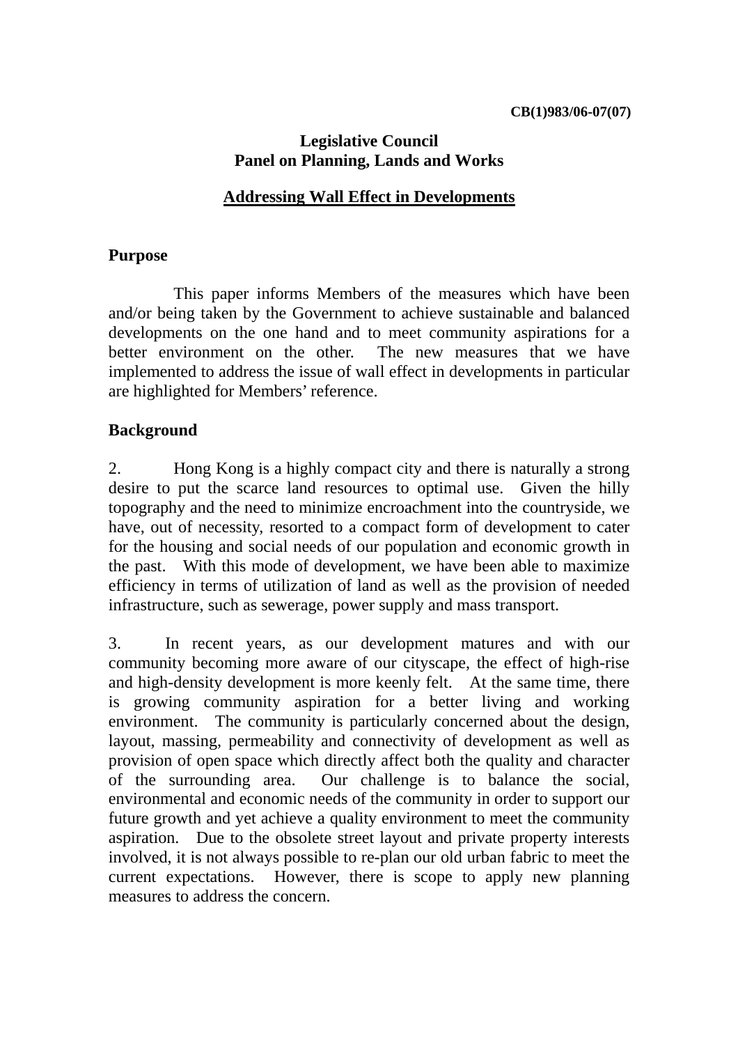CB(1)983/06-07(07)

# Legislative Council
## Panel on Planning, Lands and Works

## Addressing Wall Effect in Developments

### Purpose

This paper informs Members of the measures which have been and/or being taken by the Government to achieve sustainable and balanced developments on the one hand and to meet community aspirations for a better environment on the other. The new measures that we have implemented to address the issue of wall effect in developments in particular are highlighted for Members' reference.

### Background

2. Hong Kong is a highly compact city and there is naturally a strong desire to put the scarce land resources to optimal use. Given the hilly topography and the need to minimize encroachment into the countryside, we have, out of necessity, resorted to a compact form of development to cater for the housing and social needs of our population and economic growth in the past. With this mode of development, we have been able to maximize efficiency in terms of utilization of land as well as the provision of needed infrastructure, such as sewerage, power supply and mass transport.

3. In recent years, as our development matures and with our community becoming more aware of our cityscape, the effect of high-rise and high-density development is more keenly felt. At the same time, there is growing community aspiration for a better living and working environment. The community is particularly concerned about the design, layout, massing, permeability and connectivity of development as well as provision of open space which directly affect both the quality and character of the surrounding area. Our challenge is to balance the social, environmental and economic needs of the community in order to support our future growth and yet achieve a quality environment to meet the community aspiration. Due to the obsolete street layout and private property interests involved, it is not always possible to re-plan our old urban fabric to meet the current expectations. However, there is scope to apply new planning measures to address the concern.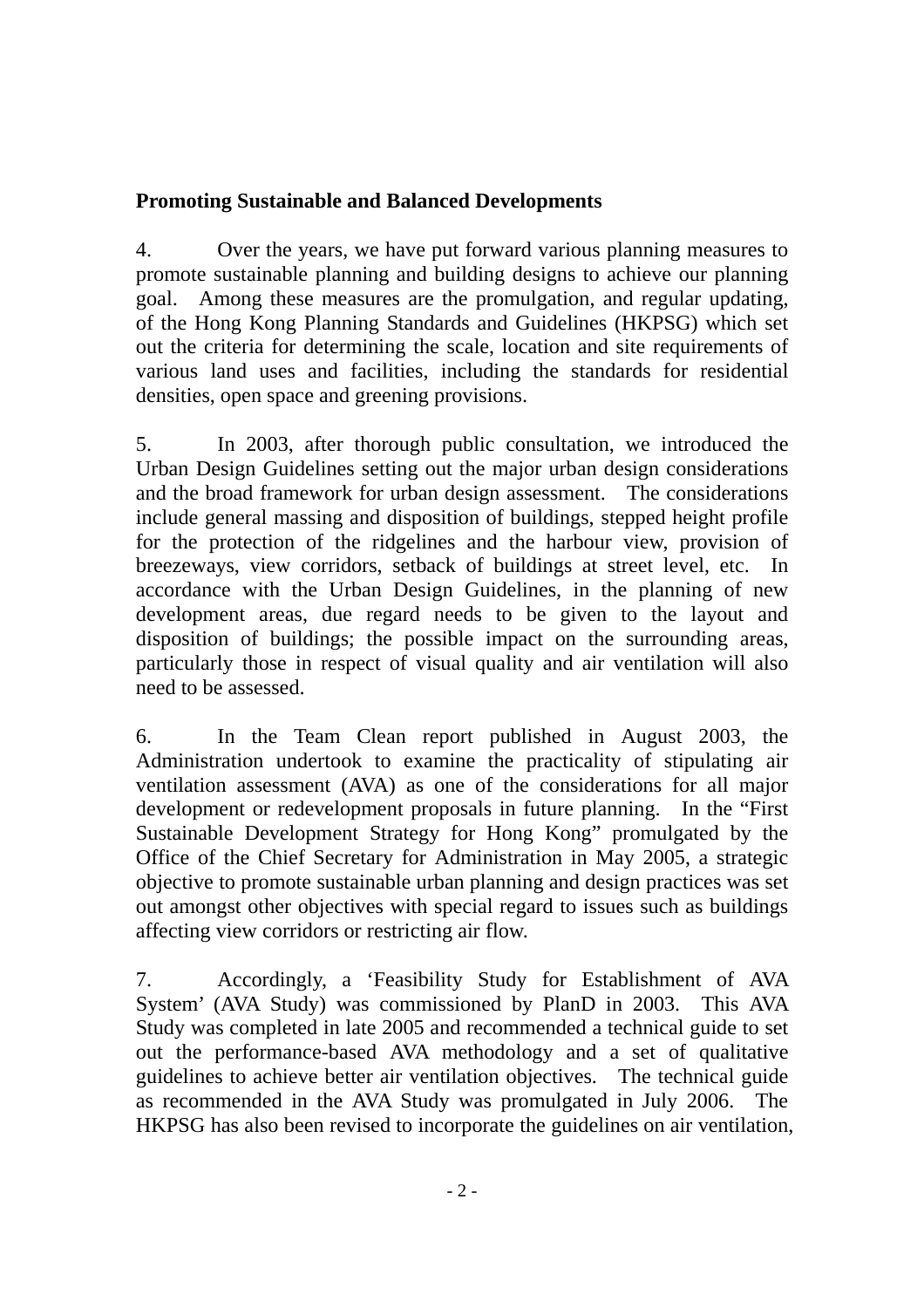**Promoting Sustainable and Balanced Developments**

4. Over the years, we have put forward various planning measures to promote sustainable planning and building designs to achieve our planning goal. Among these measures are the promulgation, and regular updating, of the Hong Kong Planning Standards and Guidelines (HKPSG) which set out the criteria for determining the scale, location and site requirements of various land uses and facilities, including the standards for residential densities, open space and greening provisions.

5. In 2003, after thorough public consultation, we introduced the Urban Design Guidelines setting out the major urban design considerations and the broad framework for urban design assessment. The considerations include general massing and disposition of buildings, stepped height profile for the protection of the ridgelines and the harbour view, provision of breezeways, view corridors, setback of buildings at street level, etc. In accordance with the Urban Design Guidelines, in the planning of new development areas, due regard needs to be given to the layout and disposition of buildings; the possible impact on the surrounding areas, particularly those in respect of visual quality and air ventilation will also need to be assessed.

6. In the Team Clean report published in August 2003, the Administration undertook to examine the practicality of stipulating air ventilation assessment (AVA) as one of the considerations for all major development or redevelopment proposals in future planning. In the "First Sustainable Development Strategy for Hong Kong" promulgated by the Office of the Chief Secretary for Administration in May 2005, a strategic objective to promote sustainable urban planning and design practices was set out amongst other objectives with special regard to issues such as buildings affecting view corridors or restricting air flow.

7. Accordingly, a 'Feasibility Study for Establishment of AVA System' (AVA Study) was commissioned by PlanD in 2003. This AVA Study was completed in late 2005 and recommended a technical guide to set out the performance-based AVA methodology and a set of qualitative guidelines to achieve better air ventilation objectives. The technical guide as recommended in the AVA Study was promulgated in July 2006. The HKPSG has also been revised to incorporate the guidelines on air ventilation,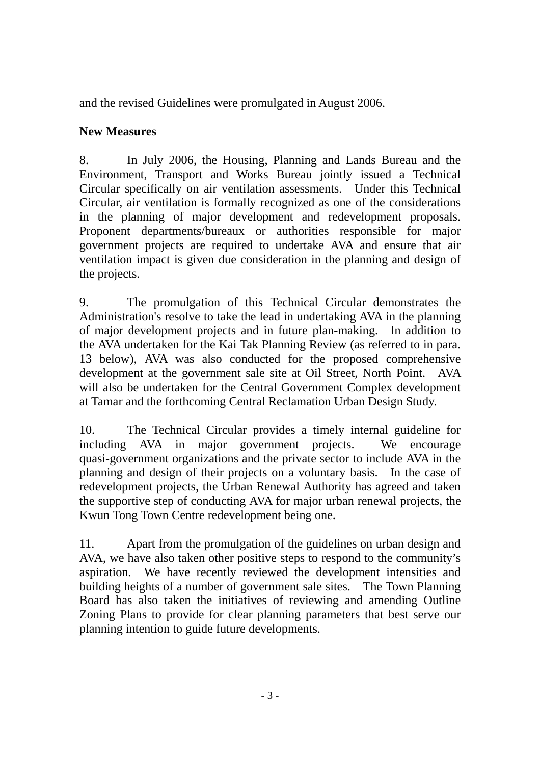and the revised Guidelines were promulgated in August 2006.

**New Measures**

8. In July 2006, the Housing, Planning and Lands Bureau and the Environment, Transport and Works Bureau jointly issued a Technical Circular specifically on air ventilation assessments. Under this Technical Circular, air ventilation is formally recognized as one of the considerations in the planning of major development and redevelopment proposals. Proponent departments/bureaux or authorities responsible for major government projects are required to undertake AVA and ensure that air ventilation impact is given due consideration in the planning and design of the projects.

9. The promulgation of this Technical Circular demonstrates the Administration's resolve to take the lead in undertaking AVA in the planning of major development projects and in future plan-making. In addition to the AVA undertaken for the Kai Tak Planning Review (as referred to in para. 13 below), AVA was also conducted for the proposed comprehensive development at the government sale site at Oil Street, North Point. AVA will also be undertaken for the Central Government Complex development at Tamar and the forthcoming Central Reclamation Urban Design Study.

10. The Technical Circular provides a timely internal guideline for including AVA in major government projects. We encourage quasi-government organizations and the private sector to include AVA in the planning and design of their projects on a voluntary basis. In the case of redevelopment projects, the Urban Renewal Authority has agreed and taken the supportive step of conducting AVA for major urban renewal projects, the Kwun Tong Town Centre redevelopment being one.

11. Apart from the promulgation of the guidelines on urban design and AVA, we have also taken other positive steps to respond to the community's aspiration. We have recently reviewed the development intensities and building heights of a number of government sale sites. The Town Planning Board has also taken the initiatives of reviewing and amending Outline Zoning Plans to provide for clear planning parameters that best serve our planning intention to guide future developments.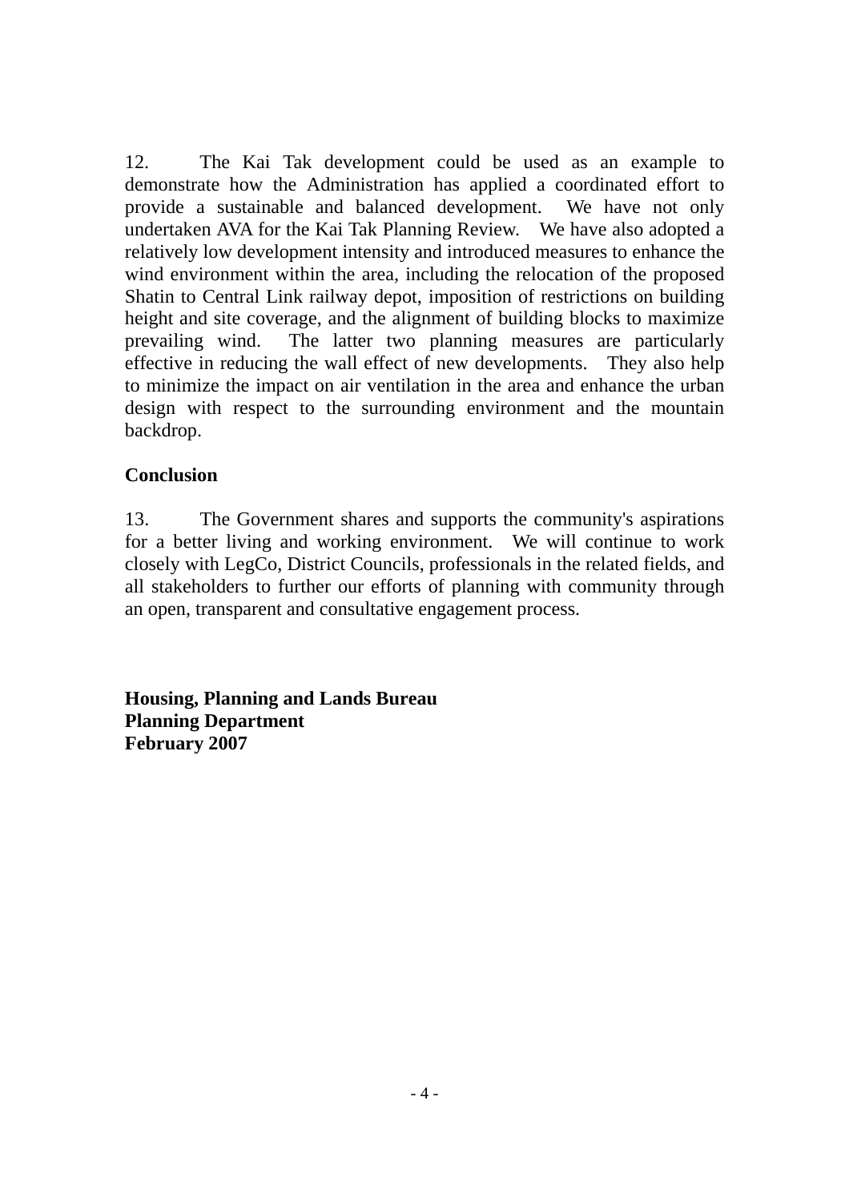12. The Kai Tak development could be used as an example to demonstrate how the Administration has applied a coordinated effort to provide a sustainable and balanced development. We have not only undertaken AVA for the Kai Tak Planning Review. We have also adopted a relatively low development intensity and introduced measures to enhance the wind environment within the area, including the relocation of the proposed Shatin to Central Link railway depot, imposition of restrictions on building height and site coverage, and the alignment of building blocks to maximize prevailing wind. The latter two planning measures are particularly effective in reducing the wall effect of new developments. They also help to minimize the impact on air ventilation in the area and enhance the urban design with respect to the surrounding environment and the mountain backdrop.

**Conclusion**

13. The Government shares and supports the community's aspirations for a better living and working environment. We will continue to work closely with LegCo, District Councils, professionals in the related fields, and all stakeholders to further our efforts of planning with community through an open, transparent and consultative engagement process.

**Housing, Planning and Lands Bureau**
**Planning Department**
**February 2007**